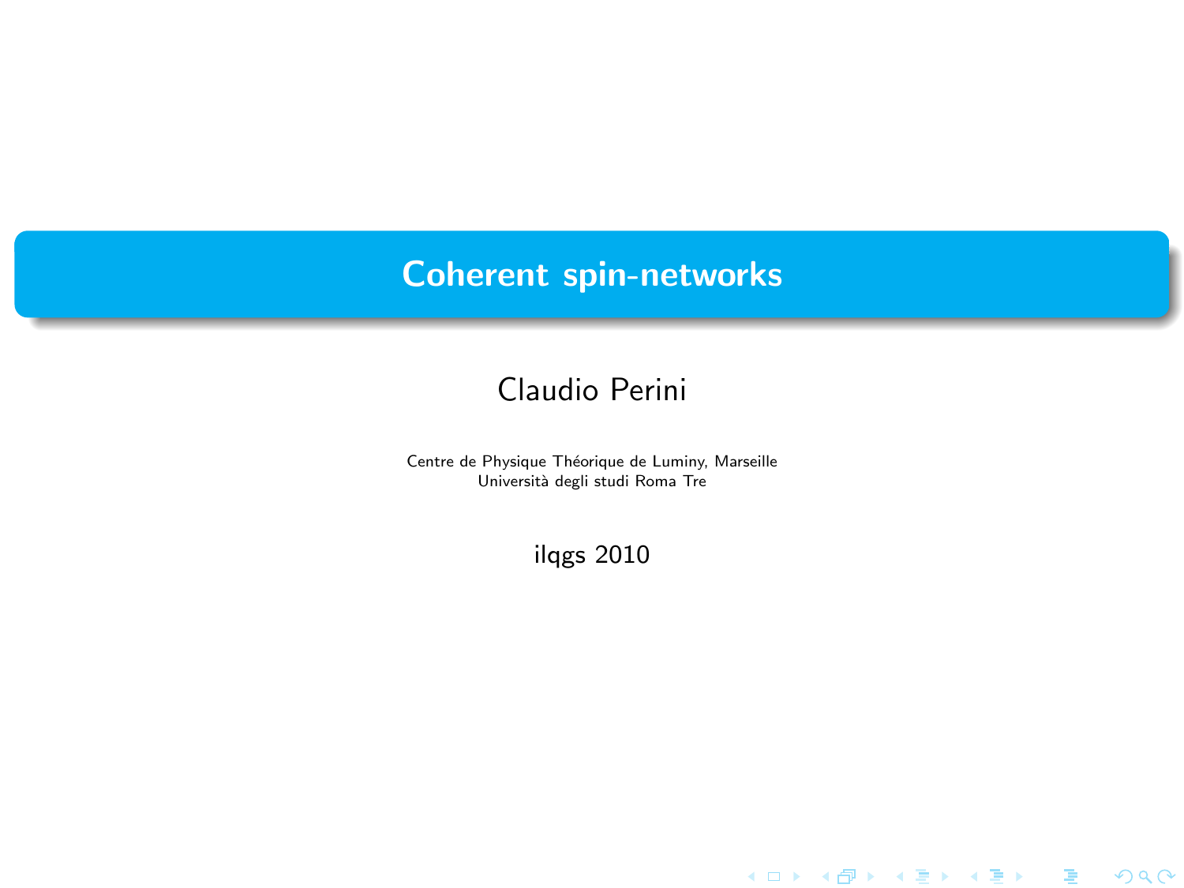# Coherent spin-networks

Claudio Perini

Centre de Physique Théorique de Luminy, Marseille
Università degli studi Roma Tre

ilqgs 2010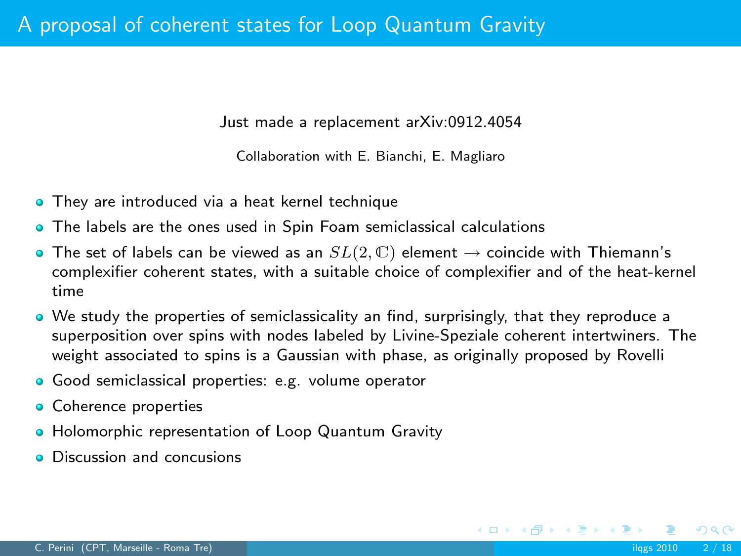# A proposal of coherent states for Loop Quantum Gravity

Just made a replacement arXiv:0912.4054

Collaboration with E. Bianchi, E. Magliaro

- They are introduced via a heat kernel technique
- The labels are the ones used in Spin Foam semiclassical calculations
- The set of labels can be viewed as an $SL(2, \mathbb{C})$ element $\rightarrow$ coincide with Thiemann's complexifier coherent states, with a suitable choice of complexifier and of the heat-kernel time
- We study the properties of semiclassicality an find, surprisingly, that they reproduce a superposition over spins with nodes labeled by Livine-Speziale coherent intertwiners. The weight associated to spins is a Gaussian with phase, as originally proposed by Rovelli
- Good semiclassical properties: e.g. volume operator
- Coherence properties
- Holomorphic representation of Loop Quantum Gravity
- Discussion and concusions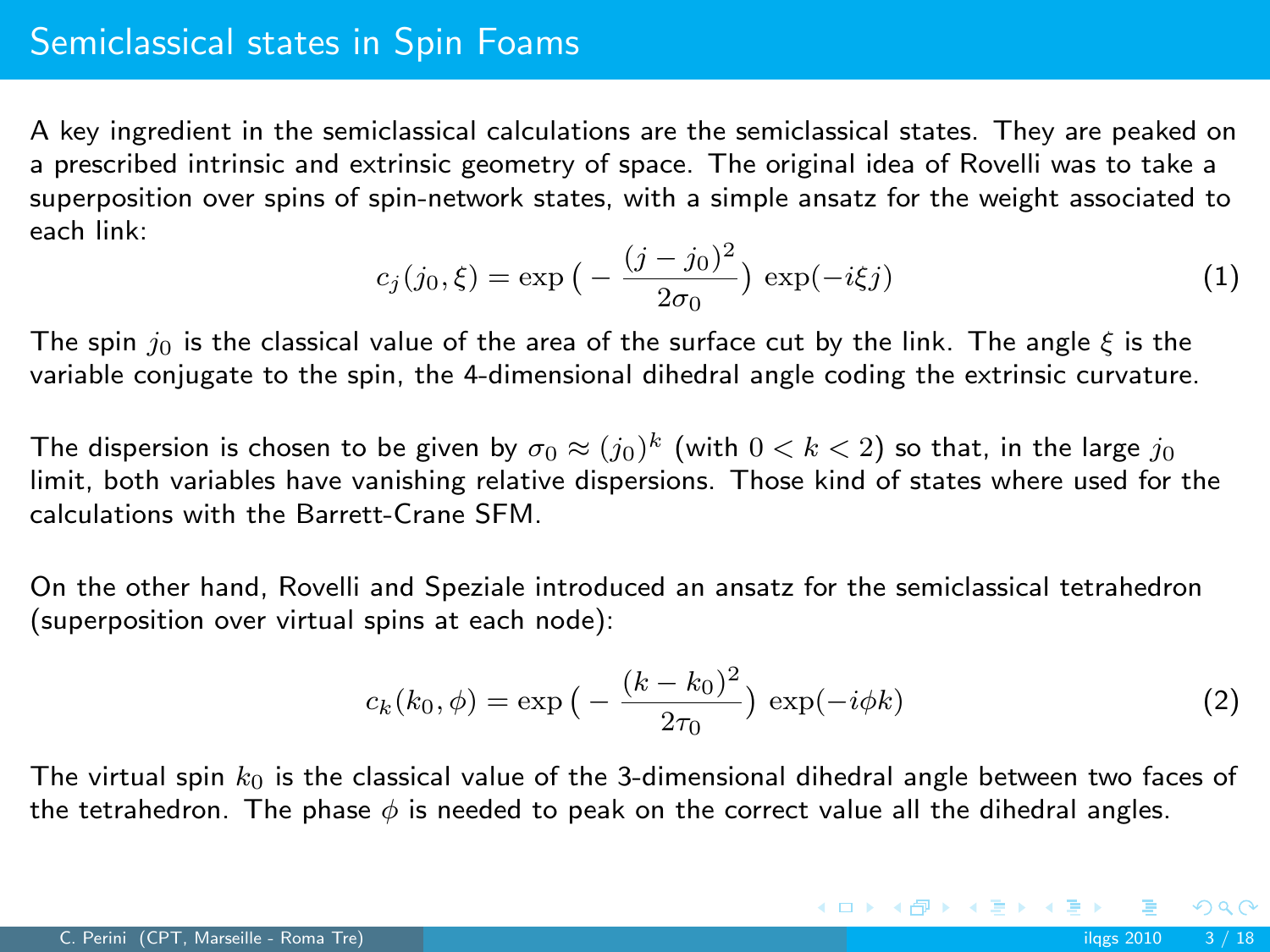# Semiclassical states in Spin Foams

A key ingredient in the semiclassical calculations are the semiclassical states. They are peaked on a prescribed intrinsic and extrinsic geometry of space. The original idea of Rovelli was to take a superposition over spins of spin-network states, with a simple ansatz for the weight associated to each link:

$$c_j(j_0, \xi) = \exp\big( - \frac{(j - j_0)^2}{2\sigma_0}\big) \, \exp(-i\xi j) \tag{1}$$

The spin $j_0$ is the classical value of the area of the surface cut by the link. The angle $\xi$ is the variable conjugate to the spin, the 4-dimensional dihedral angle coding the extrinsic curvature.

The dispersion is chosen to be given by $\sigma_0 \approx (j_0)^k$ (with $0 < k < 2$) so that, in the large $j_0$ limit, both variables have vanishing relative dispersions. Those kind of states where used for the calculations with the Barrett-Crane SFM.

On the other hand, Rovelli and Speziale introduced an ansatz for the semiclassical tetrahedron (superposition over virtual spins at each node):

$$c_k(k_0, \phi) = \exp\big( - \frac{(k - k_0)^2}{2\tau_0}\big) \, \exp(-i\phi k) \tag{2}$$

The virtual spin $k_0$ is the classical value of the 3-dimensional dihedral angle between two faces of the tetrahedron. The phase $\phi$ is needed to peak on the correct value all the dihedral angles.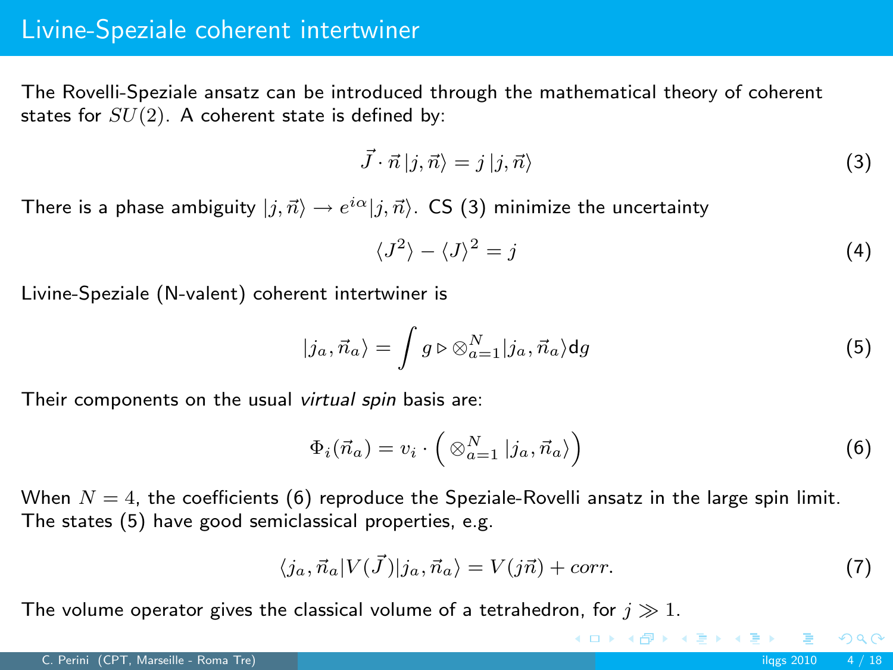# Livine-Speziale coherent intertwiner

The Rovelli-Speziale ansatz can be introduced through the mathematical theory of coherent states for $SU(2)$. A coherent state is defined by:

$$\vec{J} \cdot \vec{n}\, |j, \vec{n}\rangle = j\, |j, \vec{n}\rangle \tag{3}$$

There is a phase ambiguity $|j, \vec{n}\rangle \rightarrow e^{i\alpha}|j, \vec{n}\rangle$. CS (3) minimize the uncertainty

$$\langle J^2\rangle - \langle J\rangle^2 = j \tag{4}$$

Livine-Speziale (N-valent) coherent intertwiner is

$$|j_a, \vec{n}_a\rangle = \int g \triangleright \otimes_{a=1}^{N} |j_a, \vec{n}_a\rangle \mathrm{d}g \tag{5}$$

Their components on the usual *virtual spin* basis are:

$$\Phi_i(\vec{n}_a) = v_i \cdot \Big( \otimes_{a=1}^{N} |j_a, \vec{n}_a\rangle \Big) \tag{6}$$

When $N = 4$, the coefficients (6) reproduce the Speziale-Rovelli ansatz in the large spin limit. The states (5) have good semiclassical properties, e.g.

$$\langle j_a, \vec{n}_a | V(\vec{J}) | j_a, \vec{n}_a\rangle = V(j\vec{n}) + corr. \tag{7}$$

The volume operator gives the classical volume of a tetrahedron, for $j \gg 1$.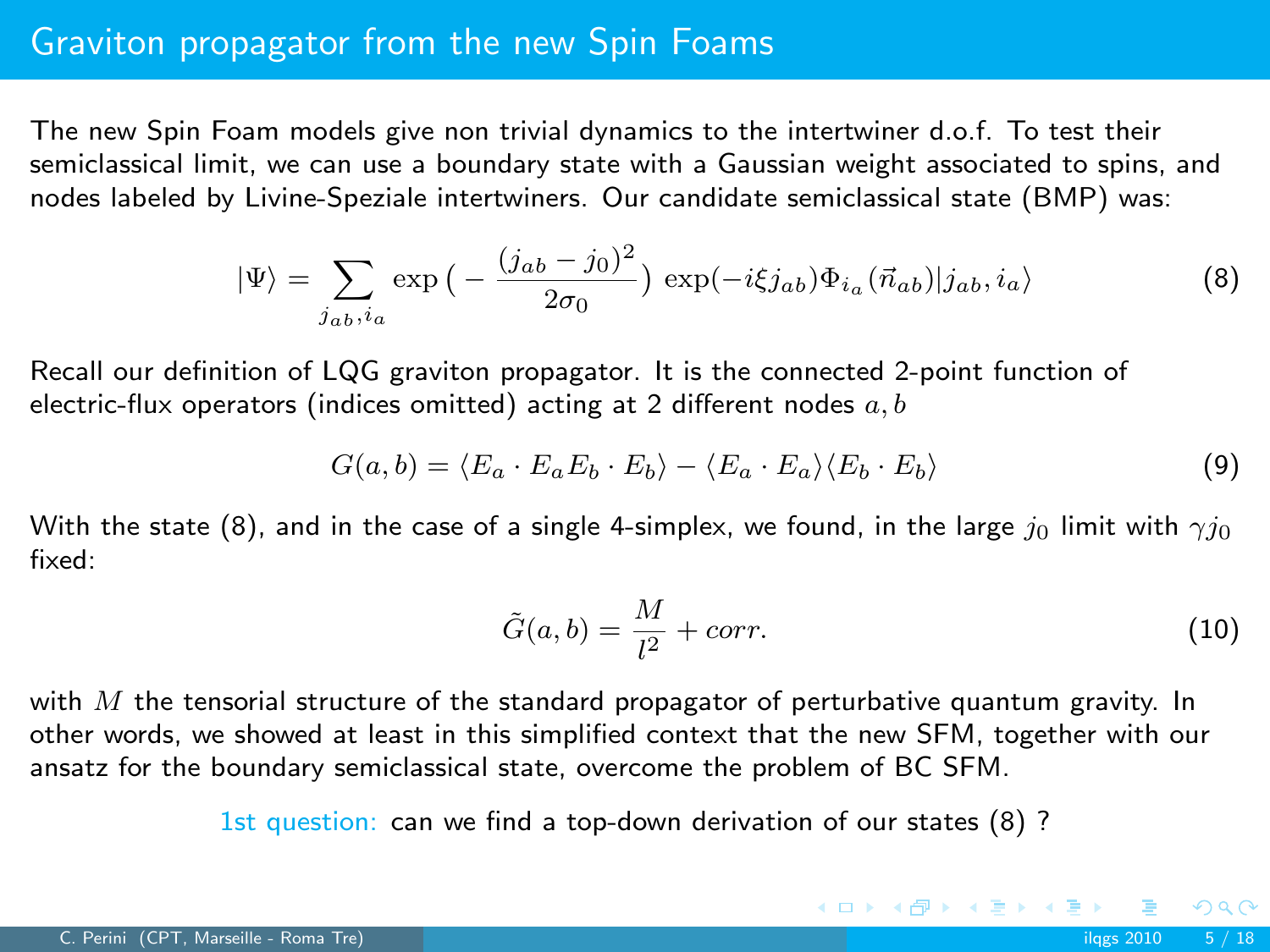# Graviton propagator from the new Spin Foams

The new Spin Foam models give non trivial dynamics to the intertwiner d.o.f. To test their semiclassical limit, we can use a boundary state with a Gaussian weight associated to spins, and nodes labeled by Livine-Speziale intertwiners. Our candidate semiclassical state (BMP) was:

$$|\Psi\rangle = \sum_{j_{ab}, i_a} \exp\big(-\frac{(j_{ab} - j_0)^2}{2\sigma_0}\big) \exp(-i\xi j_{ab}) \Phi_{i_a}(\vec{n}_{ab}) |j_{ab}, i_a\rangle \tag{8}$$

Recall our definition of LQG graviton propagator. It is the connected 2-point function of electric-flux operators (indices omitted) acting at 2 different nodes $a, b$

$$G(a,b) = \langle E_a \cdot E_a E_b \cdot E_b \rangle - \langle E_a \cdot E_a \rangle \langle E_b \cdot E_b \rangle \tag{9}$$

With the state (8), and in the case of a single 4-simplex, we found, in the large $j_0$ limit with $\gamma j_0$ fixed:

$$\tilde{G}(a,b) = \frac{M}{l^2} + corr. \tag{10}$$

with $M$ the tensorial structure of the standard propagator of perturbative quantum gravity. In other words, we showed at least in this simplified context that the new SFM, together with our ansatz for the boundary semiclassical state, overcome the problem of BC SFM.

1st question: can we find a top-down derivation of our states (8) ?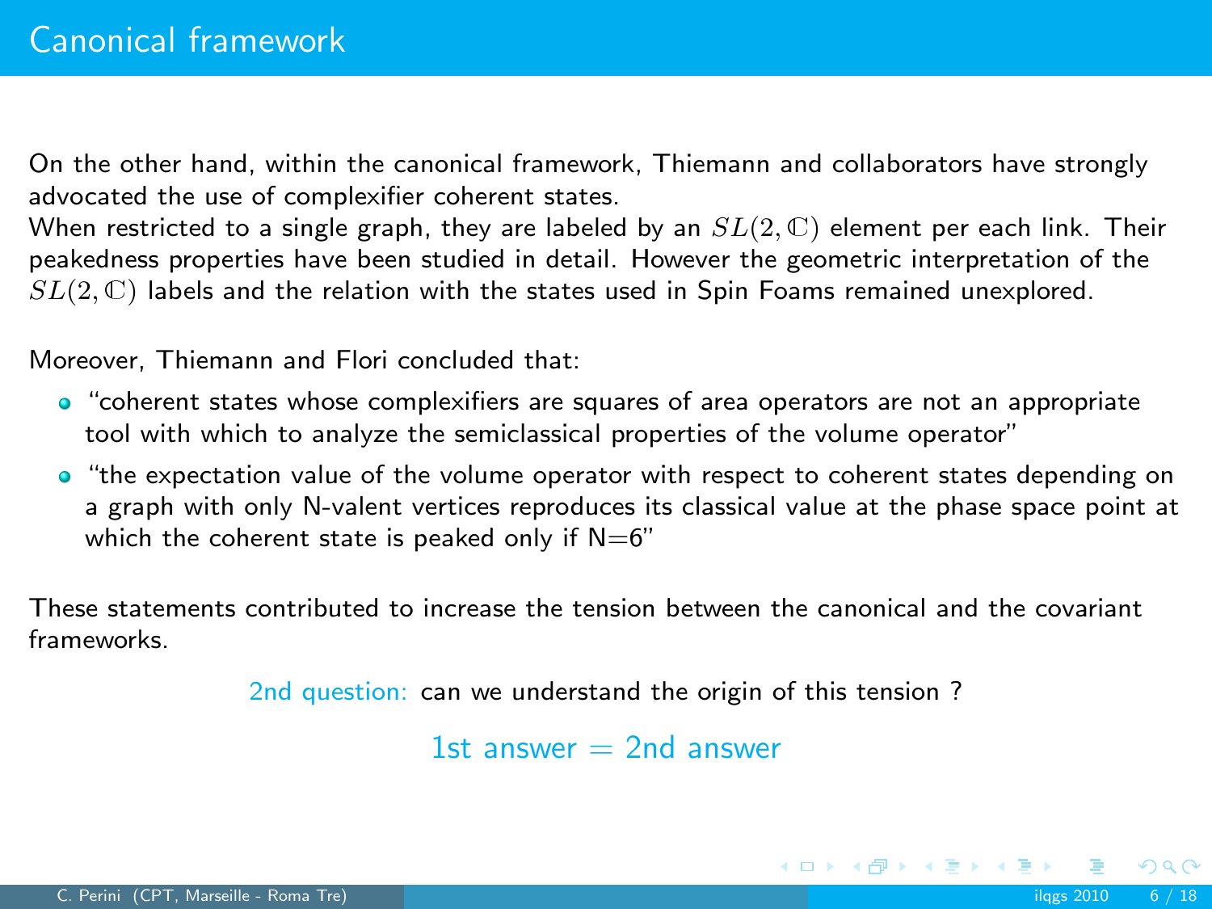# Canonical framework

On the other hand, within the canonical framework, Thiemann and collaborators have strongly advocated the use of complexifier coherent states.
When restricted to a single graph, they are labeled by an $SL(2,\mathbb{C})$ element per each link. Their peakedness properties have been studied in detail. However the geometric interpretation of the $SL(2,\mathbb{C})$ labels and the relation with the states used in Spin Foams remained unexplored.

Moreover, Thiemann and Flori concluded that:

- "coherent states whose complexifiers are squares of area operators are not an appropriate tool with which to analyze the semiclassical properties of the volume operator"
- "the expectation value of the volume operator with respect to coherent states depending on a graph with only N-valent vertices reproduces its classical value at the phase space point at which the coherent state is peaked only if N=6"

These statements contributed to increase the tension between the canonical and the covariant frameworks.

2nd question: can we understand the origin of this tension ?

1st answer = 2nd answer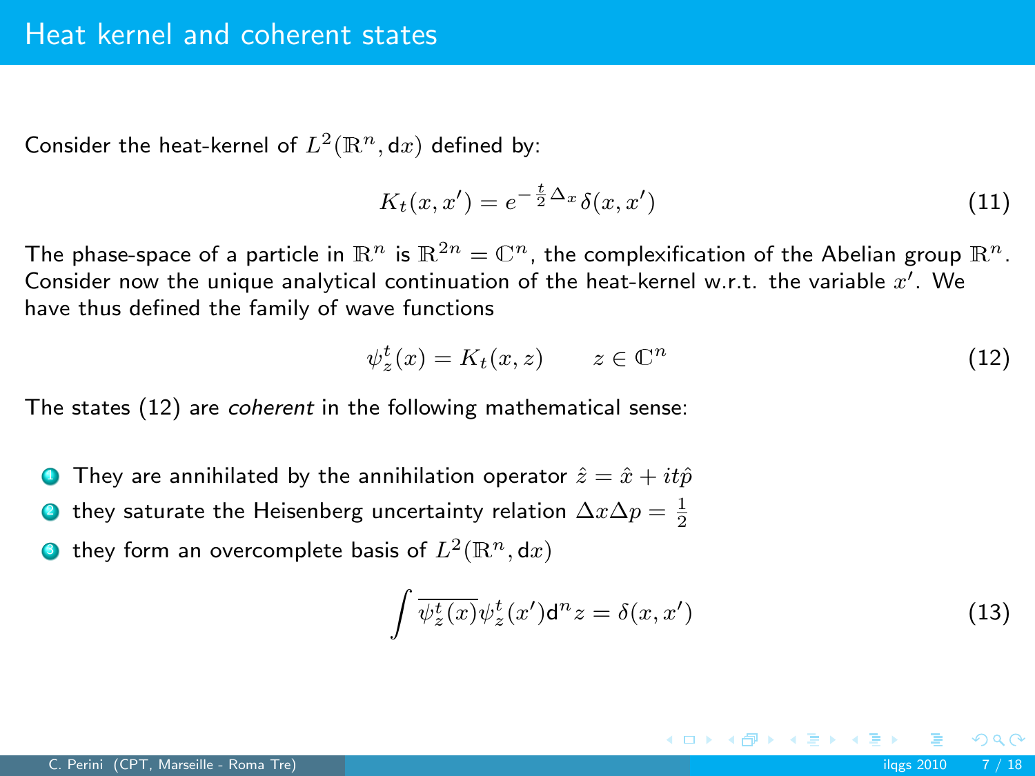# Heat kernel and coherent states

Consider the heat-kernel of $L^2(\mathbb{R}^n, \mathrm{d}x)$ defined by:

$$K_t(x, x') = e^{-\frac{t}{2}\Delta_x}\delta(x, x') \tag{11}$$

The phase-space of a particle in $\mathbb{R}^n$ is $\mathbb{R}^{2n} = \mathbb{C}^n$, the complexification of the Abelian group $\mathbb{R}^n$. Consider now the unique analytical continuation of the heat-kernel w.r.t. the variable $x'$. We have thus defined the family of wave functions

$$\psi_z^t(x) = K_t(x, z) \qquad z \in \mathbb{C}^n \tag{12}$$

The states (12) are *coherent* in the following mathematical sense:

1. They are annihilated by the annihilation operator $\hat{z} = \hat{x} + it\hat{p}$
2. they saturate the Heisenberg uncertainty relation $\Delta x \Delta p = \frac{1}{2}$
3. they form an overcomplete basis of $L^2(\mathbb{R}^n, \mathrm{d}x)$

$$\int \overline{\psi_z^t(x)}\psi_z^t(x')\mathrm{d}^n z = \delta(x, x') \tag{13}$$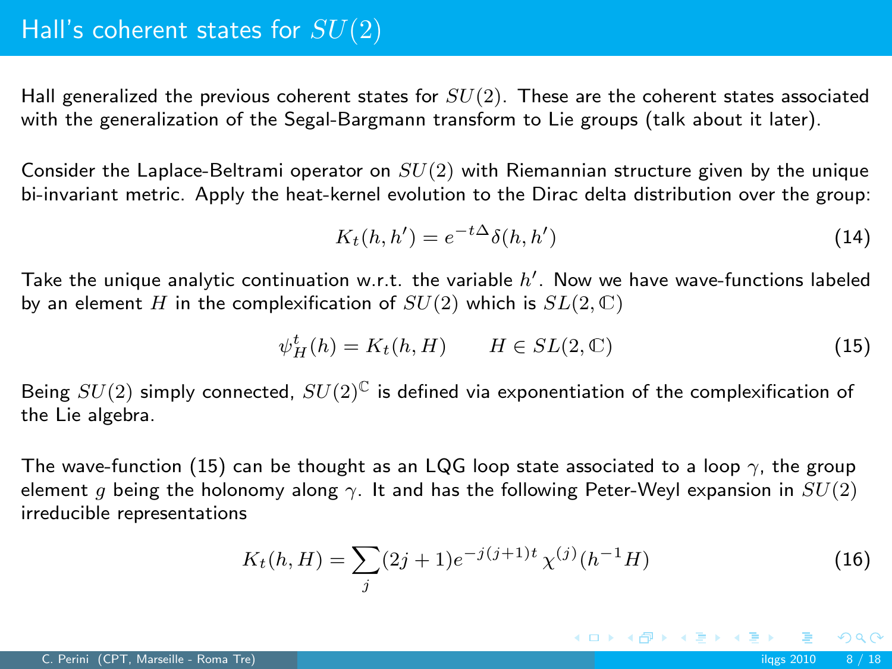# Hall's coherent states for $SU(2)$

Hall generalized the previous coherent states for $SU(2)$. These are the coherent states associated with the generalization of the Segal-Bargmann transform to Lie groups (talk about it later).

Consider the Laplace-Beltrami operator on $SU(2)$ with Riemannian structure given by the unique bi-invariant metric. Apply the heat-kernel evolution to the Dirac delta distribution over the group:

$$K_t(h, h') = e^{-t\Delta}\delta(h, h') \tag{14}$$

Take the unique analytic continuation w.r.t. the variable $h'$. Now we have wave-functions labeled by an element $H$ in the complexification of $SU(2)$ which is $SL(2, \mathbb{C})$

$$\psi^t_H(h) = K_t(h, H) \qquad H \in SL(2, \mathbb{C}) \tag{15}$$

Being $SU(2)$ simply connected, $SU(2)^{\mathbb{C}}$ is defined via exponentiation of the complexification of the Lie algebra.

The wave-function (15) can be thought as an LQG loop state associated to a loop $\gamma$, the group element $g$ being the holonomy along $\gamma$. It and has the following Peter-Weyl expansion in $SU(2)$ irreducible representations

$$K_t(h, H) = \sum_j (2j+1) e^{-j(j+1)t}\, \chi^{(j)}(h^{-1}H) \tag{16}$$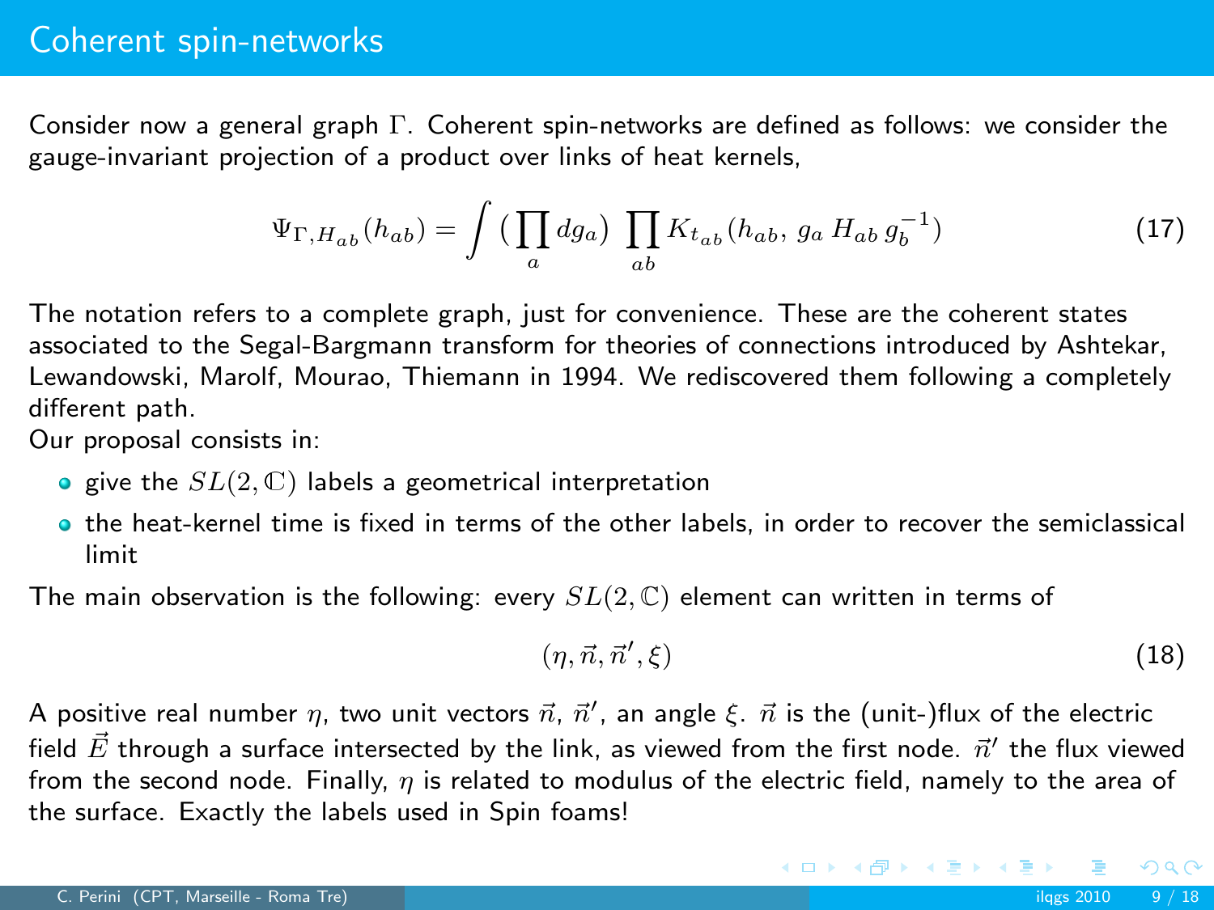# Coherent spin-networks

Consider now a general graph $\Gamma$. Coherent spin-networks are defined as follows: we consider the gauge-invariant projection of a product over links of heat kernels,

$$\Psi_{\Gamma, H_{ab}}(h_{ab}) = \int \big( \prod_a dg_a \big) \; \prod_{ab} K_{t_{ab}}(h_{ab}, \, g_a \, H_{ab} \, g_b^{-1}) \tag{17}$$

The notation refers to a complete graph, just for convenience. These are the coherent states associated to the Segal-Bargmann transform for theories of connections introduced by Ashtekar, Lewandowski, Marolf, Mourao, Thiemann in 1994. We rediscovered them following a completely different path.

Our proposal consists in:

- give the $SL(2,\mathbb{C})$ labels a geometrical interpretation
- the heat-kernel time is fixed in terms of the other labels, in order to recover the semiclassical limit

The main observation is the following: every $SL(2,\mathbb{C})$ element can written in terms of

$$(\eta, \vec{n}, \vec{n}', \xi) \tag{18}$$

A positive real number $\eta$, two unit vectors $\vec{n}$, $\vec{n}'$, an angle $\xi$. $\vec{n}$ is the (unit-)flux of the electric field $\vec{E}$ through a surface intersected by the link, as viewed from the first node. $\vec{n}'$ the flux viewed from the second node. Finally, $\eta$ is related to modulus of the electric field, namely to the area of the surface. Exactly the labels used in Spin foams!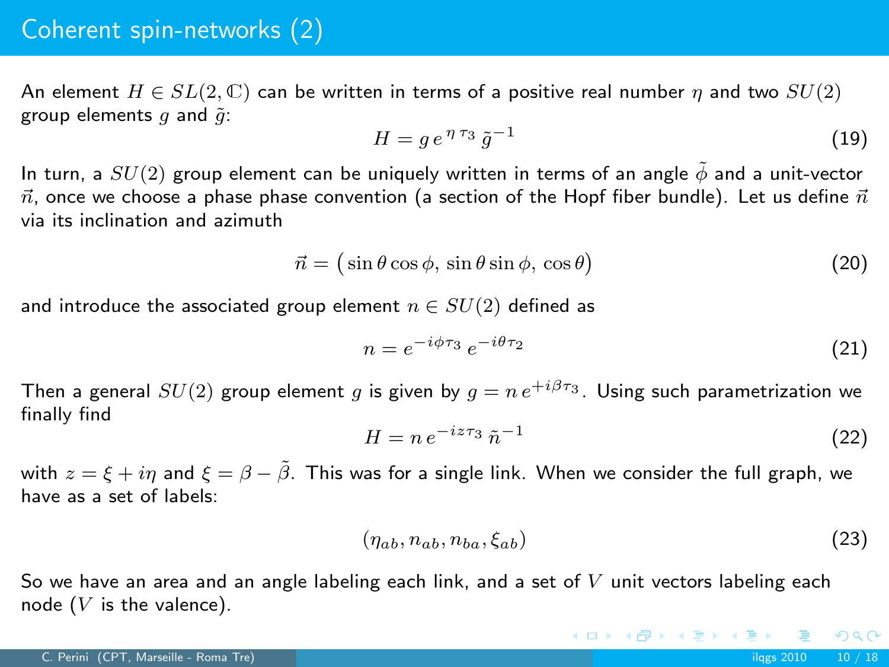# Coherent spin-networks (2)

An element $H \in SL(2,\mathbb{C})$ can be written in terms of a positive real number $\eta$ and two $SU(2)$ group elements $g$ and $\tilde{g}$:

$$H = g\, e^{\eta\, \tau_3}\, \tilde{g}^{-1} \tag{19}$$

In turn, a $SU(2)$ group element can be uniquely written in terms of an angle $\tilde{\phi}$ and a unit-vector $\vec{n}$, once we choose a phase phase convention (a section of the Hopf fiber bundle). Let us define $\vec{n}$ via its inclination and azimuth

$$\vec{n} = \big(\sin\theta\cos\phi,\, \sin\theta\sin\phi,\, \cos\theta\big) \tag{20}$$

and introduce the associated group element $n \in SU(2)$ defined as

$$n = e^{-i\phi\tau_3}\, e^{-i\theta\tau_2} \tag{21}$$

Then a general $SU(2)$ group element $g$ is given by $g = n\, e^{+i\beta\tau_3}$. Using such parametrization we finally find

$$H = n\, e^{-iz\tau_3}\, \tilde{n}^{-1} \tag{22}$$

with $z = \xi + i\eta$ and $\xi = \beta - \tilde{\beta}$. This was for a single link. When we consider the full graph, we have as a set of labels:

$$(\eta_{ab}, n_{ab}, n_{ba}, \xi_{ab}) \tag{23}$$

So we have an area and an angle labeling each link, and a set of $V$ unit vectors labeling each node ($V$ is the valence).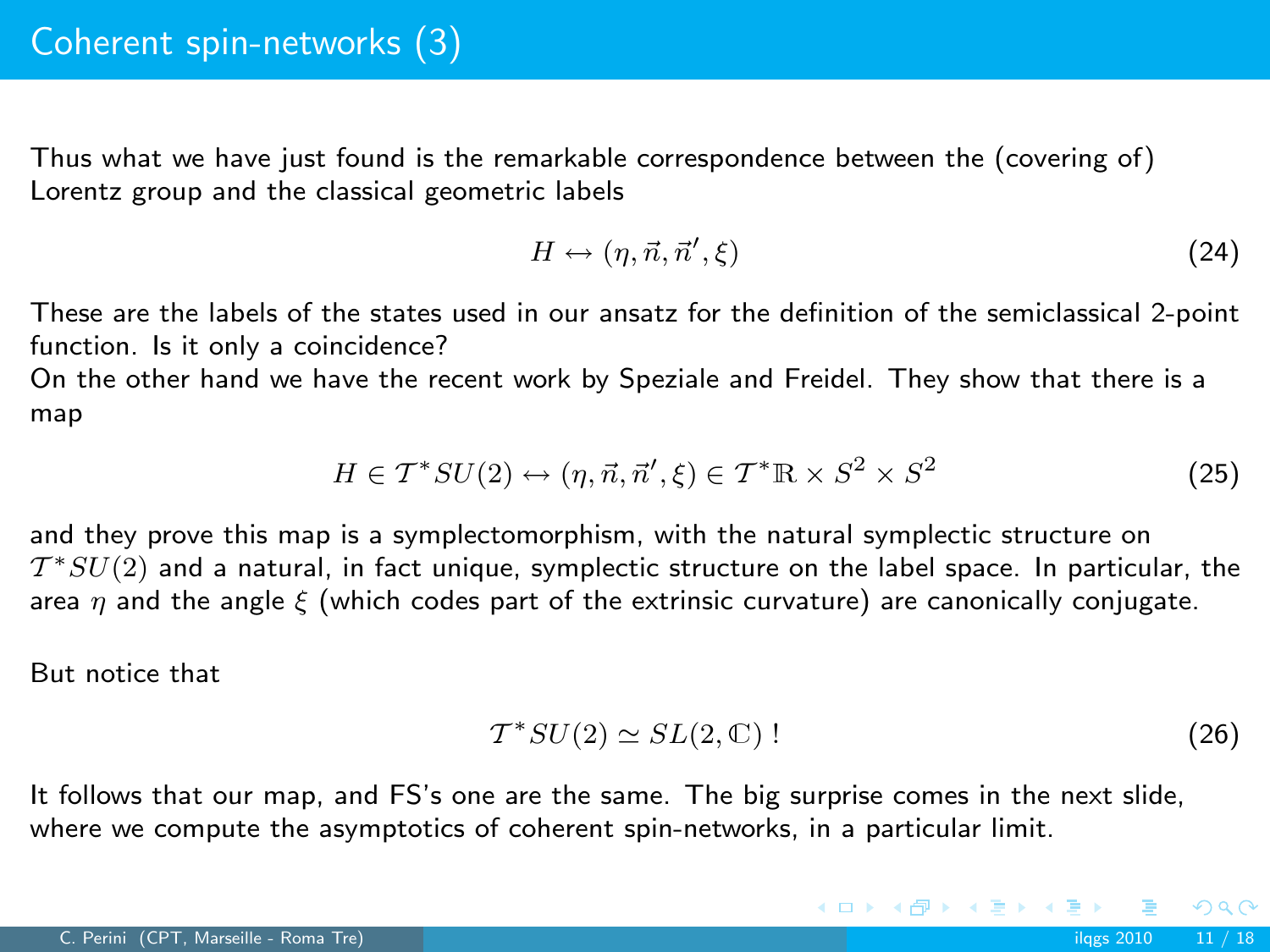# Coherent spin-networks (3)

Thus what we have just found is the remarkable correspondence between the (covering of) Lorentz group and the classical geometric labels

$$H \leftrightarrow (\eta, \vec{n}, \vec{n}', \xi) \tag{24}$$

These are the labels of the states used in our ansatz for the definition of the semiclassical 2-point function. Is it only a coincidence?
On the other hand we have the recent work by Speziale and Freidel. They show that there is a map

$$H \in \mathcal{T}^* SU(2) \leftrightarrow (\eta, \vec{n}, \vec{n}', \xi) \in \mathcal{T}^* \mathbb{R} \times S^2 \times S^2 \tag{25}$$

and they prove this map is a symplectomorphism, with the natural symplectic structure on $\mathcal{T}^* SU(2)$ and a natural, in fact unique, symplectic structure on the label space. In particular, the area $\eta$ and the angle $\xi$ (which codes part of the extrinsic curvature) are canonically conjugate.

But notice that

$$\mathcal{T}^* SU(2) \simeq SL(2, \mathbb{C}) \, ! \tag{26}$$

It follows that our map, and FS's one are the same. The big surprise comes in the next slide, where we compute the asymptotics of coherent spin-networks, in a particular limit.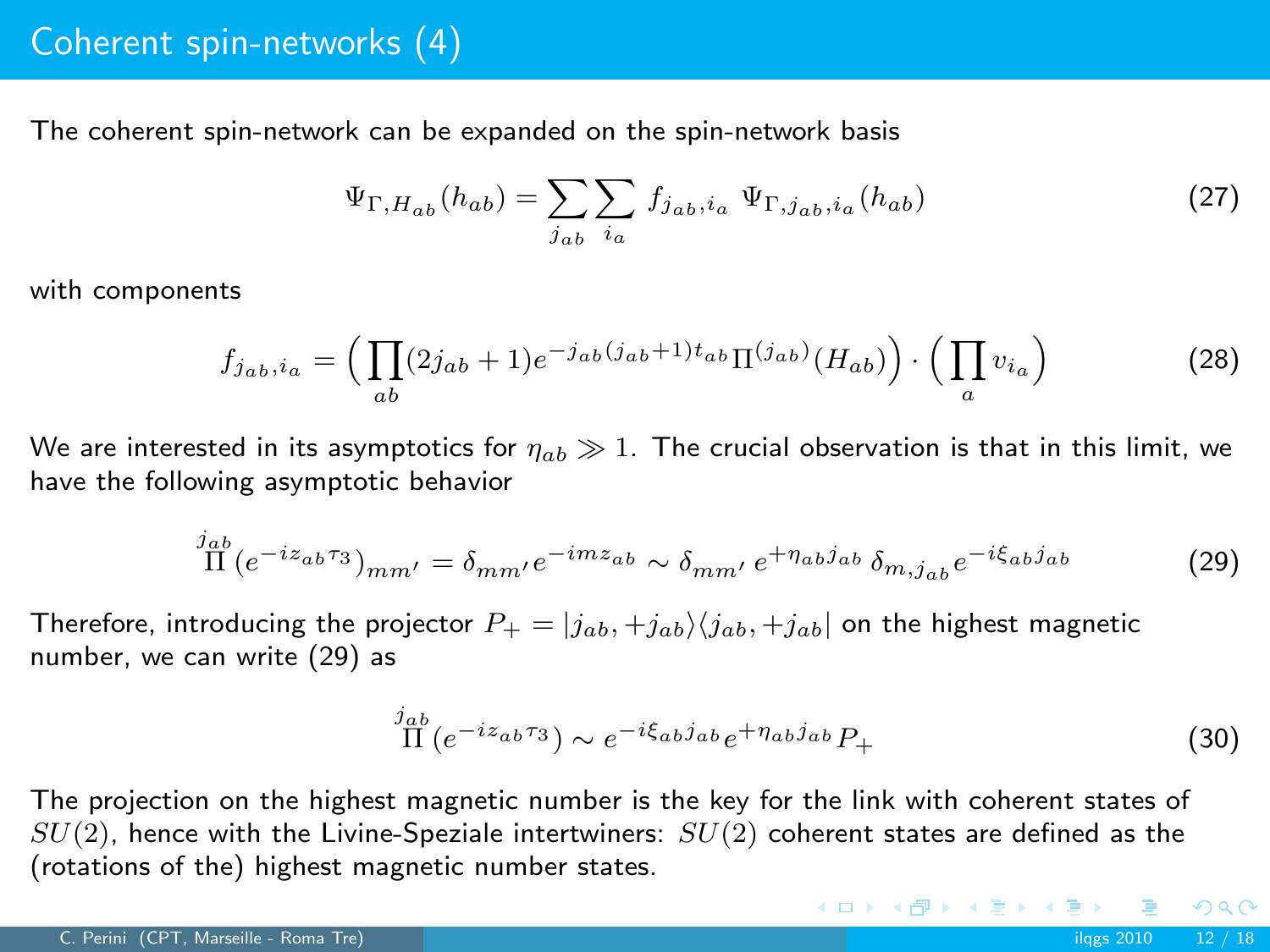# Coherent spin-networks (4)

The coherent spin-network can be expanded on the spin-network basis

$$\Psi_{\Gamma,H_{ab}}(h_{ab}) = \sum_{j_{ab}} \sum_{i_a} f_{j_{ab},i_a} \; \Psi_{\Gamma,j_{ab},i_a}(h_{ab}) \tag{27}$$

with components

$$f_{j_{ab},i_a} = \Big( \prod_{ab} (2j_{ab}+1) e^{-j_{ab}(j_{ab}+1)t_{ab}} \Pi^{(j_{ab})}(H_{ab}) \Big) \cdot \Big( \prod_{a} v_{i_a} \Big) \tag{28}$$

We are interested in its asymptotics for $\eta_{ab} \gg 1$. The crucial observation is that in this limit, we have the following asymptotic behavior

$$\overset{j_{ab}}{\Pi}(e^{-iz_{ab}\tau_3})_{mm'} = \delta_{mm'} e^{-imz_{ab}} \sim \delta_{mm'}\, e^{+\eta_{ab}j_{ab}}\, \delta_{m,j_{ab}} e^{-i\xi_{ab}j_{ab}} \tag{29}$$

Therefore, introducing the projector $P_+ = |j_{ab}, +j_{ab}\rangle\langle j_{ab}, +j_{ab}|$ on the highest magnetic number, we can write (29) as

$$\overset{j_{ab}}{\Pi}(e^{-iz_{ab}\tau_3}) \sim e^{-i\xi_{ab}j_{ab}} e^{+\eta_{ab}j_{ab}} P_+ \tag{30}$$

The projection on the highest magnetic number is the key for the link with coherent states of $SU(2)$, hence with the Livine-Speziale intertwiners: $SU(2)$ coherent states are defined as the (rotations of the) highest magnetic number states.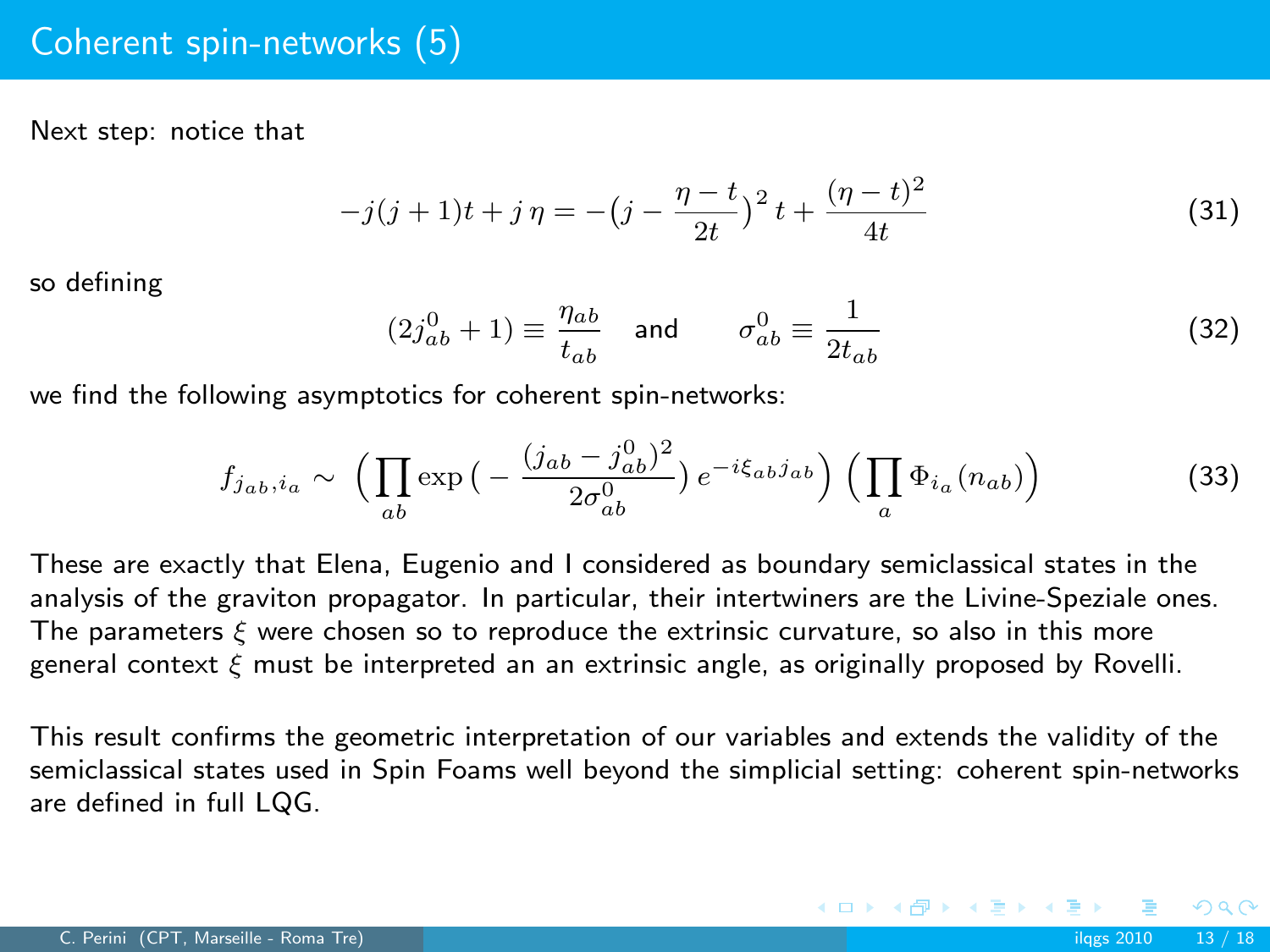# Coherent spin-networks (5)

Next step: notice that

$$-j(j+1)t + j\,\eta = -\big(j - \frac{\eta - t}{2t}\big)^2\, t + \frac{(\eta - t)^2}{4t} \tag{31}$$

so defining

$$(2j^0_{ab} + 1) \equiv \frac{\eta_{ab}}{t_{ab}} \quad \text{and} \qquad \sigma^0_{ab} \equiv \frac{1}{2t_{ab}} \tag{32}$$

we find the following asymptotics for coherent spin-networks:

$$f_{j_{ab}, i_a} \sim \Big( \prod_{ab} \exp\big( - \frac{(j_{ab} - j^0_{ab})^2}{2\sigma^0_{ab}} \big)\, e^{-i\xi_{ab} j_{ab}} \Big) \Big( \prod_a \Phi_{i_a}(n_{ab}) \Big) \tag{33}$$

These are exactly that Elena, Eugenio and I considered as boundary semiclassical states in the analysis of the graviton propagator. In particular, their intertwiners are the Livine-Speziale ones. The parameters $\xi$ were chosen so to reproduce the extrinsic curvature, so also in this more general context $\xi$ must be interpreted an an extrinsic angle, as originally proposed by Rovelli.

This result confirms the geometric interpretation of our variables and extends the validity of the semiclassical states used in Spin Foams well beyond the simplicial setting: coherent spin-networks are defined in full LQG.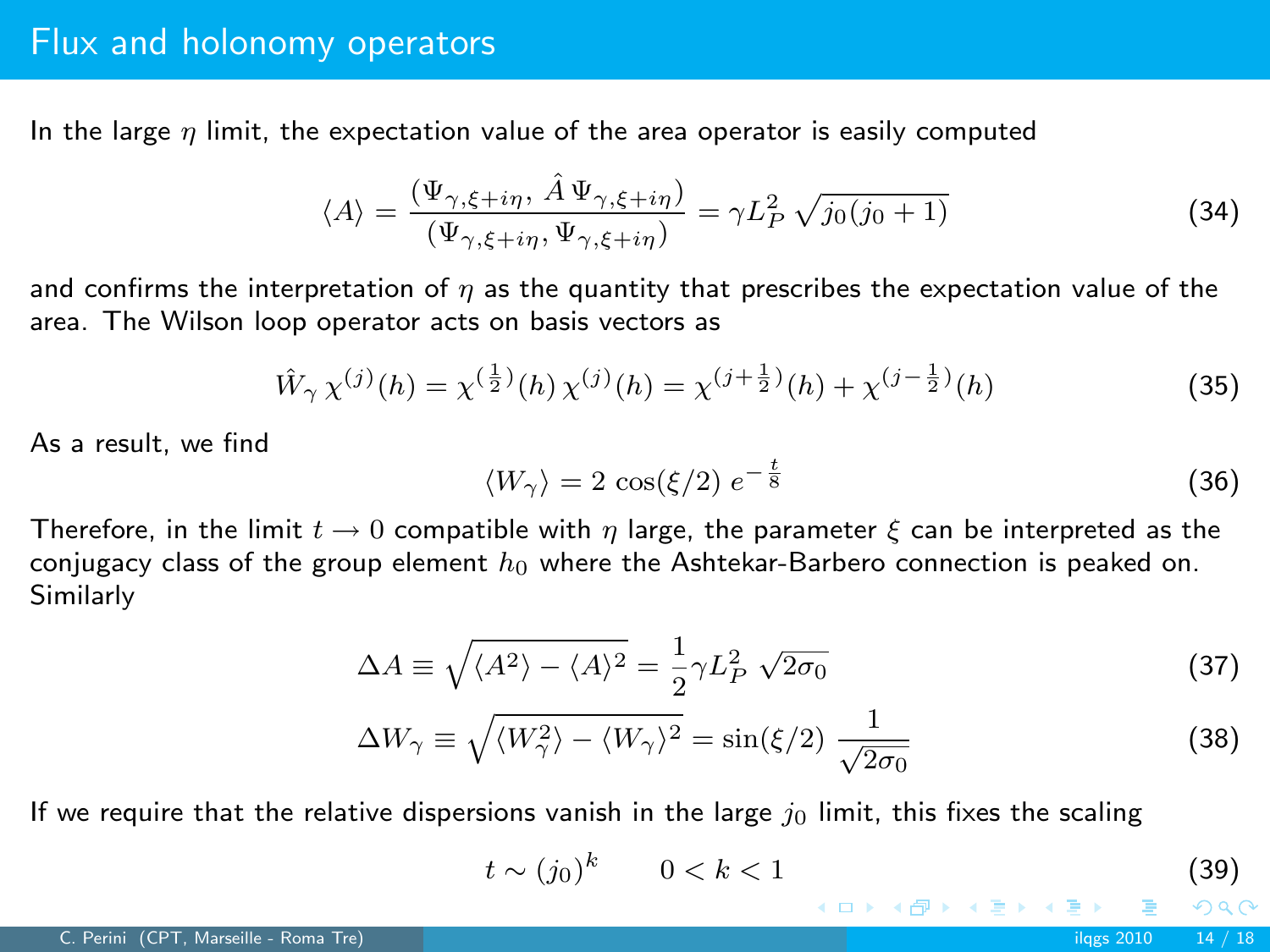# Flux and holonomy operators

In the large $\eta$ limit, the expectation value of the area operator is easily computed

$$\langle A \rangle = \frac{(\Psi_{\gamma,\xi+i\eta},\, \hat{A}\, \Psi_{\gamma,\xi+i\eta})}{(\Psi_{\gamma,\xi+i\eta}, \Psi_{\gamma,\xi+i\eta})} = \gamma L_P^2 \sqrt{j_0(j_0+1)} \tag{34}$$

and confirms the interpretation of $\eta$ as the quantity that prescribes the expectation value of the area. The Wilson loop operator acts on basis vectors as

$$\hat{W}_\gamma\, \chi^{(j)}(h) = \chi^{(\frac{1}{2})}(h)\, \chi^{(j)}(h) = \chi^{(j+\frac{1}{2})}(h) + \chi^{(j-\frac{1}{2})}(h) \tag{35}$$

As a result, we find

$$\langle W_\gamma \rangle = 2\, \cos(\xi/2)\, e^{-\frac{t}{8}} \tag{36}$$

Therefore, in the limit $t \to 0$ compatible with $\eta$ large, the parameter $\xi$ can be interpreted as the conjugacy class of the group element $h_0$ where the Ashtekar-Barbero connection is peaked on. Similarly

$$\Delta A \equiv \sqrt{\langle A^2 \rangle - \langle A \rangle^2} = \frac{1}{2} \gamma L_P^2\, \sqrt{2\sigma_0} \tag{37}$$

$$\Delta W_\gamma \equiv \sqrt{\langle W_\gamma^2 \rangle - \langle W_\gamma \rangle^2} = \sin(\xi/2)\, \frac{1}{\sqrt{2\sigma_0}} \tag{38}$$

If we require that the relative dispersions vanish in the large $j_0$ limit, this fixes the scaling

$$t \sim (j_0)^k \qquad 0 < k < 1 \tag{39}$$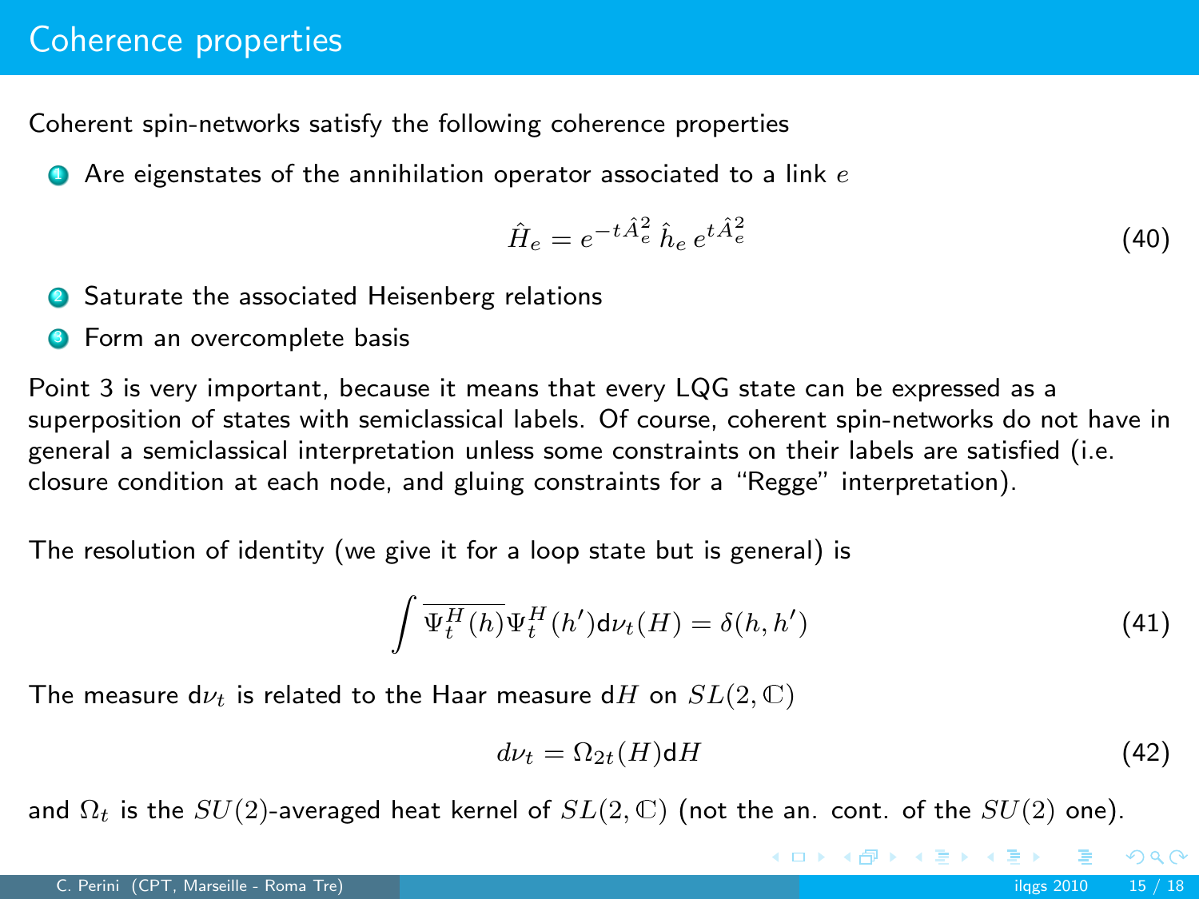# Coherence properties

Coherent spin-networks satisfy the following coherence properties

1. Are eigenstates of the annihilation operator associated to a link $e$

$$\hat{H}_e = e^{-t\hat{A}_e^2}\,\hat{h}_e\,e^{t\hat{A}_e^2} \tag{40}$$

2. Saturate the associated Heisenberg relations
3. Form an overcomplete basis

Point 3 is very important, because it means that every LQG state can be expressed as a superposition of states with semiclassical labels. Of course, coherent spin-networks do not have in general a semiclassical interpretation unless some constraints on their labels are satisfied (i.e. closure condition at each node, and gluing constraints for a "Regge" interpretation).

The resolution of identity (we give it for a loop state but is general) is

$$\int \overline{\Psi_t^H(h)}\Psi_t^H(h')\mathrm{d}\nu_t(H) = \delta(h,h') \tag{41}$$

The measure $\mathrm{d}\nu_t$ is related to the Haar measure $\mathrm{d}H$ on $SL(2,\mathbb{C})$

$$d\nu_t = \Omega_{2t}(H)\mathrm{d}H \tag{42}$$

and $\Omega_t$ is the $SU(2)$-averaged heat kernel of $SL(2,\mathbb{C})$ (not the an. cont. of the $SU(2)$ one).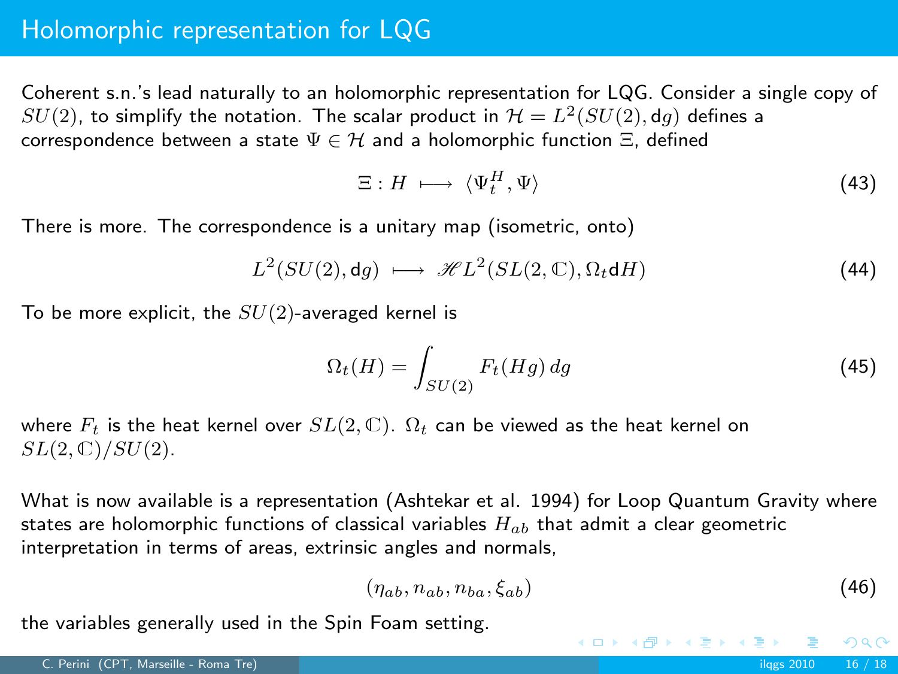# Holomorphic representation for LQG

Coherent s.n.'s lead naturally to an holomorphic representation for LQG. Consider a single copy of $SU(2)$, to simplify the notation. The scalar product in $\mathcal{H} = L^2(SU(2), \mathrm{d}g)$ defines a correspondence between a state $\Psi \in \mathcal{H}$ and a holomorphic function $\Xi$, defined

$$\Xi : H \longmapsto \langle \Psi_t^H, \Psi \rangle \tag{43}$$

There is more. The correspondence is a unitary map (isometric, onto)

$$L^2(SU(2), \mathrm{d}g) \longmapsto \mathscr{H} L^2(SL(2,\mathbb{C}), \Omega_t \mathrm{d}H) \tag{44}$$

To be more explicit, the $SU(2)$-averaged kernel is

$$\Omega_t(H) = \int_{SU(2)} F_t(Hg)\, dg \tag{45}$$

where $F_t$ is the heat kernel over $SL(2,\mathbb{C})$. $\Omega_t$ can be viewed as the heat kernel on $SL(2,\mathbb{C})/SU(2)$.

What is now available is a representation (Ashtekar et al. 1994) for Loop Quantum Gravity where states are holomorphic functions of classical variables $H_{ab}$ that admit a clear geometric interpretation in terms of areas, extrinsic angles and normals,

$$(\eta_{ab}, n_{ab}, n_{ba}, \xi_{ab}) \tag{46}$$

the variables generally used in the Spin Foam setting.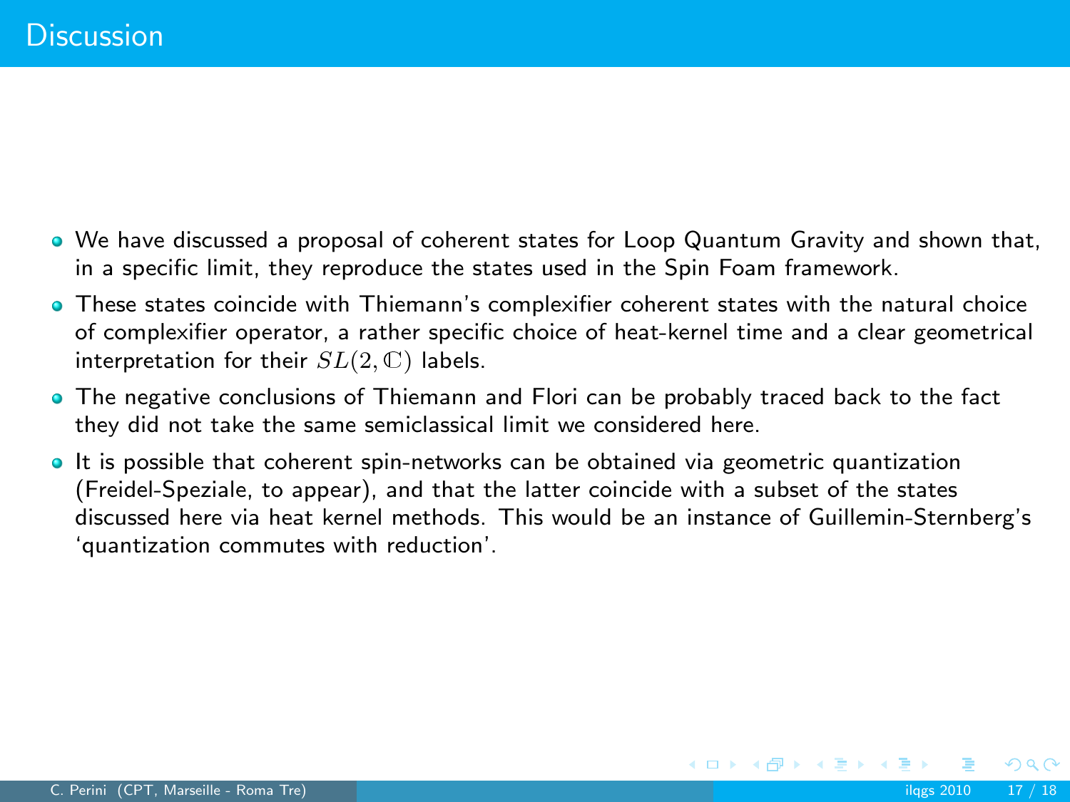# Discussion

- We have discussed a proposal of coherent states for Loop Quantum Gravity and shown that, in a specific limit, they reproduce the states used in the Spin Foam framework.
- These states coincide with Thiemann's complexifier coherent states with the natural choice of complexifier operator, a rather specific choice of heat-kernel time and a clear geometrical interpretation for their $SL(2,\mathbb{C})$ labels.
- The negative conclusions of Thiemann and Flori can be probably traced back to the fact they did not take the same semiclassical limit we considered here.
- It is possible that coherent spin-networks can be obtained via geometric quantization (Freidel-Speziale, to appear), and that the latter coincide with a subset of the states discussed here via heat kernel methods. This would be an instance of Guillemin-Sternberg's 'quantization commutes with reduction'.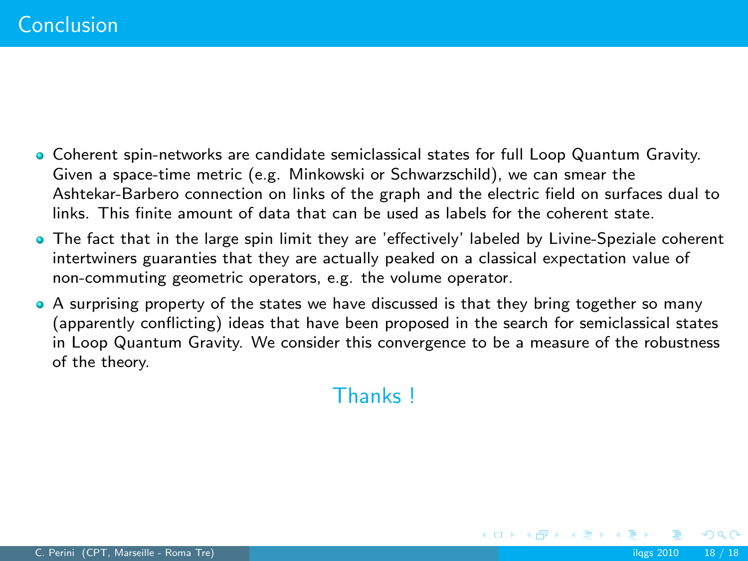# Conclusion

- Coherent spin-networks are candidate semiclassical states for full Loop Quantum Gravity. Given a space-time metric (e.g. Minkowski or Schwarzschild), we can smear the Ashtekar-Barbero connection on links of the graph and the electric field on surfaces dual to links. This finite amount of data that can be used as labels for the coherent state.
- The fact that in the large spin limit they are 'effectively' labeled by Livine-Speziale coherent intertwiners guaranties that they are actually peaked on a classical expectation value of non-commuting geometric operators, e.g. the volume operator.
- A surprising property of the states we have discussed is that they bring together so many (apparently conflicting) ideas that have been proposed in the search for semiclassical states in Loop Quantum Gravity. We consider this convergence to be a measure of the robustness of the theory.

Thanks !